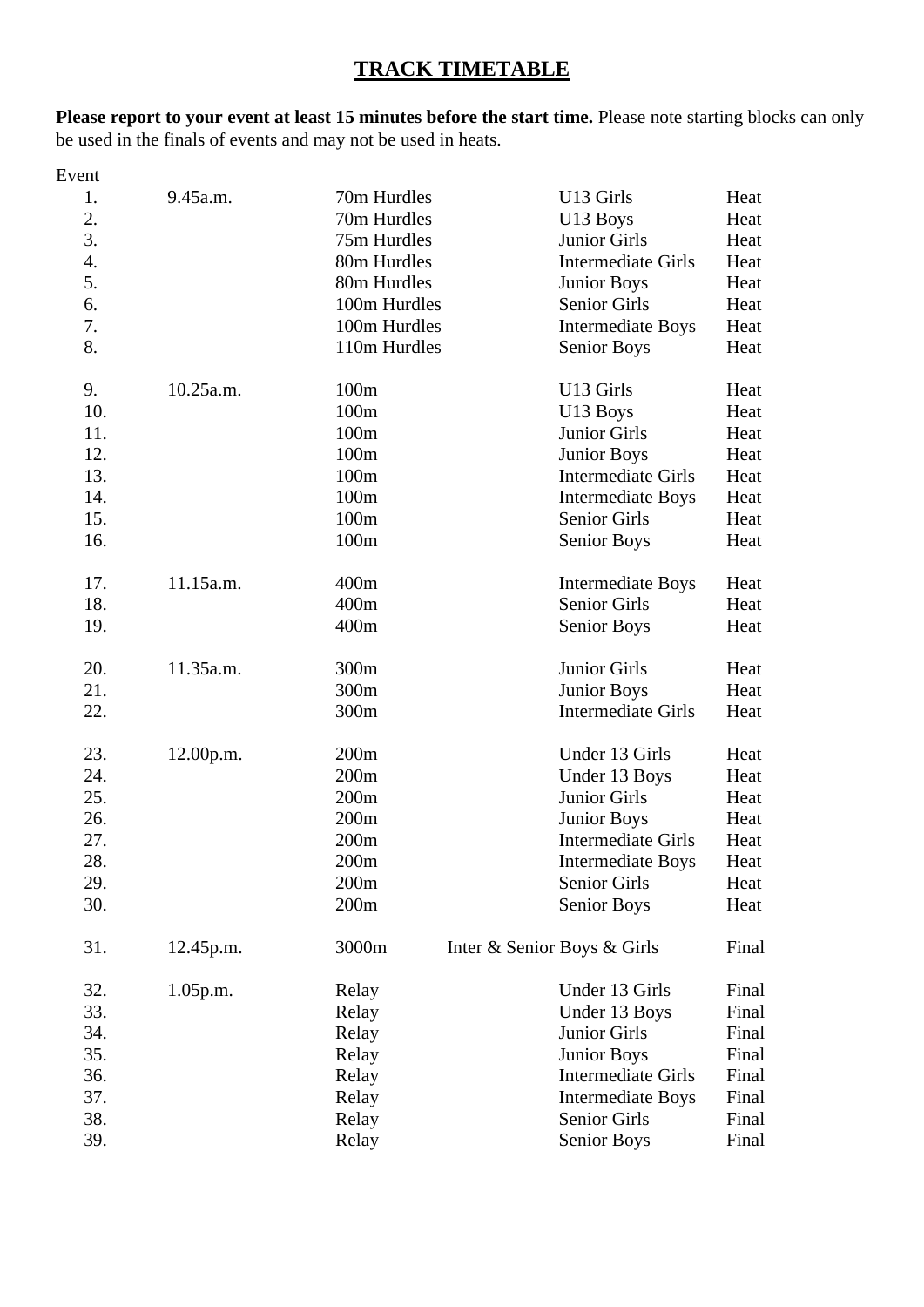# TRACK TIMETABLE

**Please report to your event at least 15 minutes before the start time.** Please note starting blocks can only be used in the finals of events and may not be used in heats.

| Event | Time | Event Name | Category | Round |
|---|---|---|---|---|
| 1. | 9.45a.m. | 70m Hurdles | U13 Girls | Heat |
| 2. | | 70m Hurdles | U13 Boys | Heat |
| 3. | | 75m Hurdles | Junior Girls | Heat |
| 4. | | 80m Hurdles | Intermediate Girls | Heat |
| 5. | | 80m Hurdles | Junior Boys | Heat |
| 6. | | 100m Hurdles | Senior Girls | Heat |
| 7. | | 100m Hurdles | Intermediate Boys | Heat |
| 8. | | 110m Hurdles | Senior Boys | Heat |
| 9. | 10.25a.m. | 100m | U13 Girls | Heat |
| 10. | | 100m | U13 Boys | Heat |
| 11. | | 100m | Junior Girls | Heat |
| 12. | | 100m | Junior Boys | Heat |
| 13. | | 100m | Intermediate Girls | Heat |
| 14. | | 100m | Intermediate Boys | Heat |
| 15. | | 100m | Senior Girls | Heat |
| 16. | | 100m | Senior Boys | Heat |
| 17. | 11.15a.m. | 400m | Intermediate Boys | Heat |
| 18. | | 400m | Senior Girls | Heat |
| 19. | | 400m | Senior Boys | Heat |
| 20. | 11.35a.m. | 300m | Junior Girls | Heat |
| 21. | | 300m | Junior Boys | Heat |
| 22. | | 300m | Intermediate Girls | Heat |
| 23. | 12.00p.m. | 200m | Under 13 Girls | Heat |
| 24. | | 200m | Under 13 Boys | Heat |
| 25. | | 200m | Junior Girls | Heat |
| 26. | | 200m | Junior Boys | Heat |
| 27. | | 200m | Intermediate Girls | Heat |
| 28. | | 200m | Intermediate Boys | Heat |
| 29. | | 200m | Senior Girls | Heat |
| 30. | | 200m | Senior Boys | Heat |
| 31. | 12.45p.m. | 3000m | Inter & Senior Boys & Girls | Final |
| 32. | 1.05p.m. | Relay | Under 13 Girls | Final |
| 33. | | Relay | Under 13 Boys | Final |
| 34. | | Relay | Junior Girls | Final |
| 35. | | Relay | Junior Boys | Final |
| 36. | | Relay | Intermediate Girls | Final |
| 37. | | Relay | Intermediate Boys | Final |
| 38. | | Relay | Senior Girls | Final |
| 39. | | Relay | Senior Boys | Final |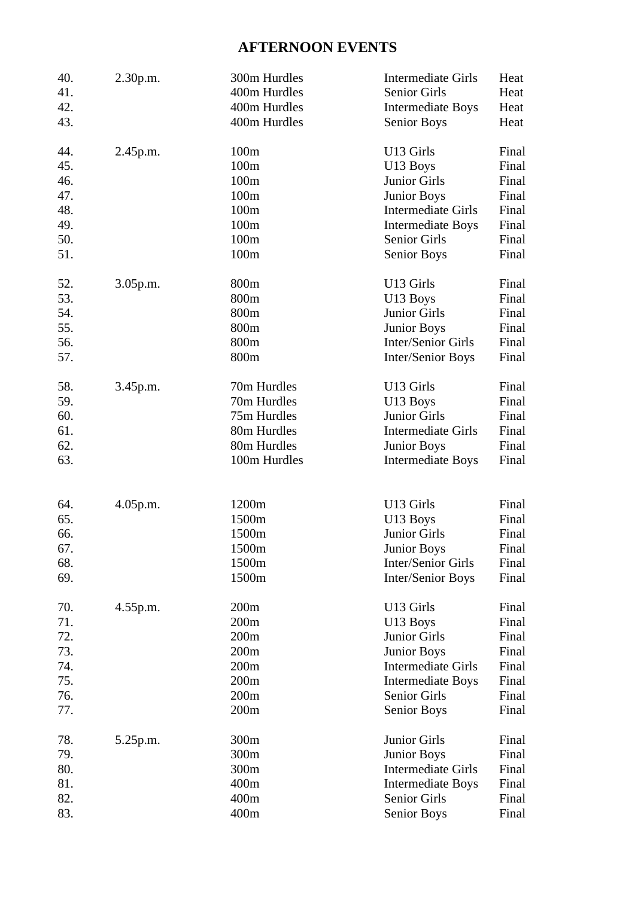# AFTERNOON EVENTS

| No. | Time | Event | Category | Round |
|---|---|---|---|---|
| 40. | 2.30p.m. | 300m Hurdles | Intermediate Girls | Heat |
| 41. | | 400m Hurdles | Senior Girls | Heat |
| 42. | | 400m Hurdles | Intermediate Boys | Heat |
| 43. | | 400m Hurdles | Senior Boys | Heat |
| 44. | 2.45p.m. | 100m | U13 Girls | Final |
| 45. | | 100m | U13 Boys | Final |
| 46. | | 100m | Junior Girls | Final |
| 47. | | 100m | Junior Boys | Final |
| 48. | | 100m | Intermediate Girls | Final |
| 49. | | 100m | Intermediate Boys | Final |
| 50. | | 100m | Senior Girls | Final |
| 51. | | 100m | Senior Boys | Final |
| 52. | 3.05p.m. | 800m | U13 Girls | Final |
| 53. | | 800m | U13 Boys | Final |
| 54. | | 800m | Junior Girls | Final |
| 55. | | 800m | Junior Boys | Final |
| 56. | | 800m | Inter/Senior Girls | Final |
| 57. | | 800m | Inter/Senior Boys | Final |
| 58. | 3.45p.m. | 70m Hurdles | U13 Girls | Final |
| 59. | | 70m Hurdles | U13 Boys | Final |
| 60. | | 75m Hurdles | Junior Girls | Final |
| 61. | | 80m Hurdles | Intermediate Girls | Final |
| 62. | | 80m Hurdles | Junior Boys | Final |
| 63. | | 100m Hurdles | Intermediate Boys | Final |
| 64. | 4.05p.m. | 1200m | U13 Girls | Final |
| 65. | | 1500m | U13 Boys | Final |
| 66. | | 1500m | Junior Girls | Final |
| 67. | | 1500m | Junior Boys | Final |
| 68. | | 1500m | Inter/Senior Girls | Final |
| 69. | | 1500m | Inter/Senior Boys | Final |
| 70. | 4.55p.m. | 200m | U13 Girls | Final |
| 71. | | 200m | U13 Boys | Final |
| 72. | | 200m | Junior Girls | Final |
| 73. | | 200m | Junior Boys | Final |
| 74. | | 200m | Intermediate Girls | Final |
| 75. | | 200m | Intermediate Boys | Final |
| 76. | | 200m | Senior Girls | Final |
| 77. | | 200m | Senior Boys | Final |
| 78. | 5.25p.m. | 300m | Junior Girls | Final |
| 79. | | 300m | Junior Boys | Final |
| 80. | | 300m | Intermediate Girls | Final |
| 81. | | 400m | Intermediate Boys | Final |
| 82. | | 400m | Senior Girls | Final |
| 83. | | 400m | Senior Boys | Final |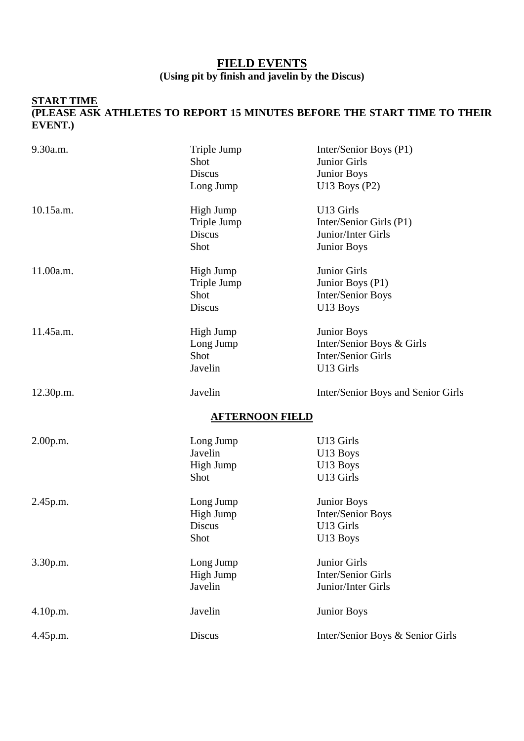# FIELD EVENTS

**(Using pit by finish and javelin by the Discus)**

**START TIME**

**(PLEASE ASK ATHLETES TO REPORT 15 MINUTES BEFORE THE START TIME TO THEIR EVENT.)**

| | | |
|---|---|---|
| 9.30a.m. | Triple Jump | Inter/Senior Boys (P1) |
| | Shot | Junior Girls |
| | Discus | Junior Boys |
| | Long Jump | U13 Boys (P2) |
| 10.15a.m. | High Jump | U13 Girls |
| | Triple Jump | Inter/Senior Girls (P1) |
| | Discus | Junior/Inter Girls |
| | Shot | Junior Boys |
| 11.00a.m. | High Jump | Junior Girls |
| | Triple Jump | Junior Boys (P1) |
| | Shot | Inter/Senior Boys |
| | Discus | U13 Boys |
| 11.45a.m. | High Jump | Junior Boys |
| | Long Jump | Inter/Senior Boys & Girls |
| | Shot | Inter/Senior Girls |
| | Javelin | U13 Girls |
| 12.30p.m. | Javelin | Inter/Senior Boys and Senior Girls |

## AFTERNOON FIELD

| | | |
|---|---|---|
| 2.00p.m. | Long Jump | U13 Girls |
| | Javelin | U13 Boys |
| | High Jump | U13 Boys |
| | Shot | U13 Girls |
| 2.45p.m. | Long Jump | Junior Boys |
| | High Jump | Inter/Senior Boys |
| | Discus | U13 Girls |
| | Shot | U13 Boys |
| 3.30p.m. | Long Jump | Junior Girls |
| | High Jump | Inter/Senior Girls |
| | Javelin | Junior/Inter Girls |
| 4.10p.m. | Javelin | Junior Boys |
| 4.45p.m. | Discus | Inter/Senior Boys & Senior Girls |